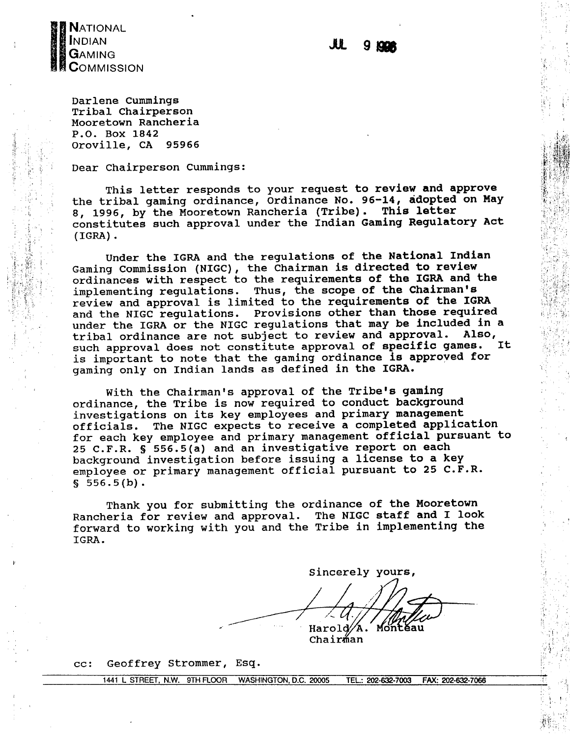**NATIONAL INDIAN GAMING COMMISSION**

JUL 9 1996

Darlene Cummings
Tribal Chairperson
Mooretown Rancheria
P.O. Box 1842
Oroville, CA 95966

Dear Chairperson Cummings:

This letter responds to your request to review and approve the tribal gaming ordinance, Ordinance No. 96-14, adopted on May 8, 1996, by the Mooretown Rancheria (Tribe). This letter constitutes such approval under the Indian Gaming Regulatory Act (IGRA).

Under the IGRA and the regulations of the National Indian Gaming Commission (NIGC), the Chairman is directed to review ordinances with respect to the requirements of the IGRA and the implementing regulations. Thus, the scope of the Chairman's review and approval is limited to the requirements of the IGRA and the NIGC regulations. Provisions other than those required under the IGRA or the NIGC regulations that may be included in a tribal ordinance are not subject to review and approval. Also, such approval does not constitute approval of specific games. It is important to note that the gaming ordinance is approved for gaming only on Indian lands as defined in the IGRA.

With the Chairman's approval of the Tribe's gaming ordinance, the Tribe is now required to conduct background investigations on its key employees and primary management officials. The NIGC expects to receive a completed application for each key employee and primary management official pursuant to 25 C.F.R. § 556.5(a) and an investigative report on each background investigation before issuing a license to a key employee or primary management official pursuant to 25 C.F.R. § 556.5(b).

Thank you for submitting the ordinance of the Mooretown Rancheria for review and approval. The NIGC staff and I look forward to working with you and the Tribe in implementing the IGRA.

Sincerely yours,

Harold A. Monteau
Chairman

cc: Geoffrey Strommer, Esq.

1441 L STREET, N.W. 9TH FLOOR WASHINGTON, D.C. 20005 TEL.: 202-632-7003 FAX: 202-632-7066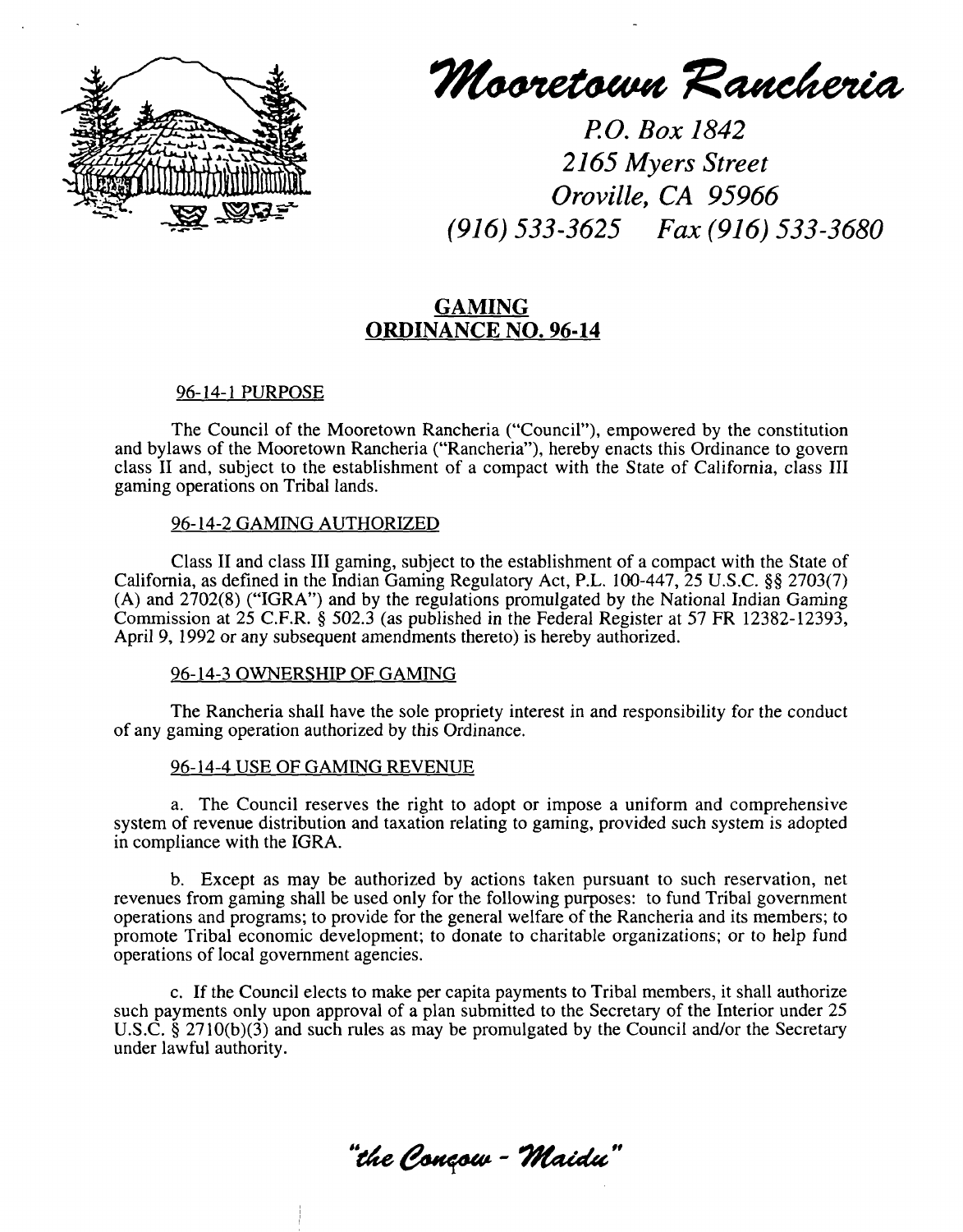# Mooretown Rancheria

*P.O. Box 1842*
*2165 Myers Street*
*Oroville, CA 95966*
*(916) 533-3625 Fax (916) 533-3680*

## GAMING ORDINANCE NO. 96-14

### 96-14-1 PURPOSE

The Council of the Mooretown Rancheria ("Council"), empowered by the constitution and bylaws of the Mooretown Rancheria ("Rancheria"), hereby enacts this Ordinance to govern class II and, subject to the establishment of a compact with the State of California, class III gaming operations on Tribal lands.

### 96-14-2 GAMING AUTHORIZED

Class II and class III gaming, subject to the establishment of a compact with the State of California, as defined in the Indian Gaming Regulatory Act, P.L. 100-447, 25 U.S.C. §§ 2703(7) (A) and 2702(8) ("IGRA") and by the regulations promulgated by the National Indian Gaming Commission at 25 C.F.R. § 502.3 (as published in the Federal Register at 57 FR 12382-12393, April 9, 1992 or any subsequent amendments thereto) is hereby authorized.

### 96-14-3 OWNERSHIP OF GAMING

The Rancheria shall have the sole propriety interest in and responsibility for the conduct of any gaming operation authorized by this Ordinance.

### 96-14-4 USE OF GAMING REVENUE

a. The Council reserves the right to adopt or impose a uniform and comprehensive system of revenue distribution and taxation relating to gaming, provided such system is adopted in compliance with the IGRA.

b. Except as may be authorized by actions taken pursuant to such reservation, net revenues from gaming shall be used only for the following purposes: to fund Tribal government operations and programs; to provide for the general welfare of the Rancheria and its members; to promote Tribal economic development; to donate to charitable organizations; or to help fund operations of local government agencies.

c. If the Council elects to make per capita payments to Tribal members, it shall authorize such payments only upon approval of a plan submitted to the Secretary of the Interior under 25 U.S.C. § 2710(b)(3) and such rules as may be promulgated by the Council and/or the Secretary under lawful authority.

*"the Conçow - Maidu"*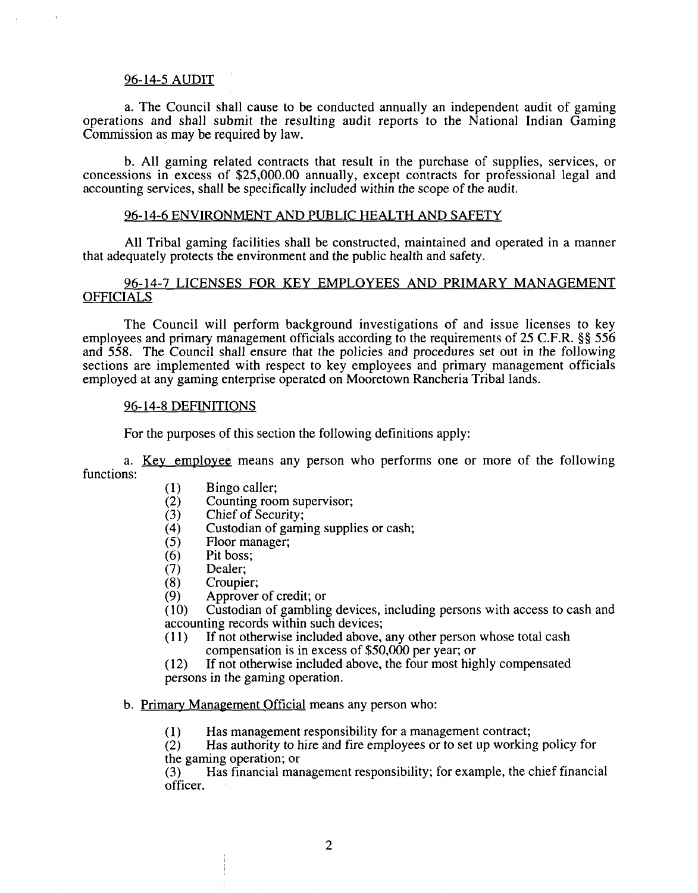## 96-14-5 AUDIT

a. The Council shall cause to be conducted annually an independent audit of gaming operations and shall submit the resulting audit reports to the National Indian Gaming Commission as may be required by law.

b. All gaming related contracts that result in the purchase of supplies, services, or concessions in excess of $25,000.00 annually, except contracts for professional legal and accounting services, shall be specifically included within the scope of the audit.

## 96-14-6 ENVIRONMENT AND PUBLIC HEALTH AND SAFETY

All Tribal gaming facilities shall be constructed, maintained and operated in a manner that adequately protects the environment and the public health and safety.

## 96-14-7 LICENSES FOR KEY EMPLOYEES AND PRIMARY MANAGEMENT OFFICIALS

The Council will perform background investigations of and issue licenses to key employees and primary management officials according to the requirements of 25 C.F.R. §§ 556 and 558. The Council shall ensure that the policies and procedures set out in the following sections are implemented with respect to key employees and primary management officials employed at any gaming enterprise operated on Mooretown Rancheria Tribal lands.

## 96-14-8 DEFINITIONS

For the purposes of this section the following definitions apply:

a. Key employee means any person who performs one or more of the following functions:

(1) Bingo caller;
(2) Counting room supervisor;
(3) Chief of Security;
(4) Custodian of gaming supplies or cash;
(5) Floor manager;
(6) Pit boss;
(7) Dealer;
(8) Croupier;
(9) Approver of credit; or
(10) Custodian of gambling devices, including persons with access to cash and accounting records within such devices;
(11) If not otherwise included above, any other person whose total cash compensation is in excess of $50,000 per year; or
(12) If not otherwise included above, the four most highly compensated persons in the gaming operation.

b. Primary Management Official means any person who:

(1) Has management responsibility for a management contract;
(2) Has authority to hire and fire employees or to set up working policy for the gaming operation; or
(3) Has financial management responsibility; for example, the chief financial officer.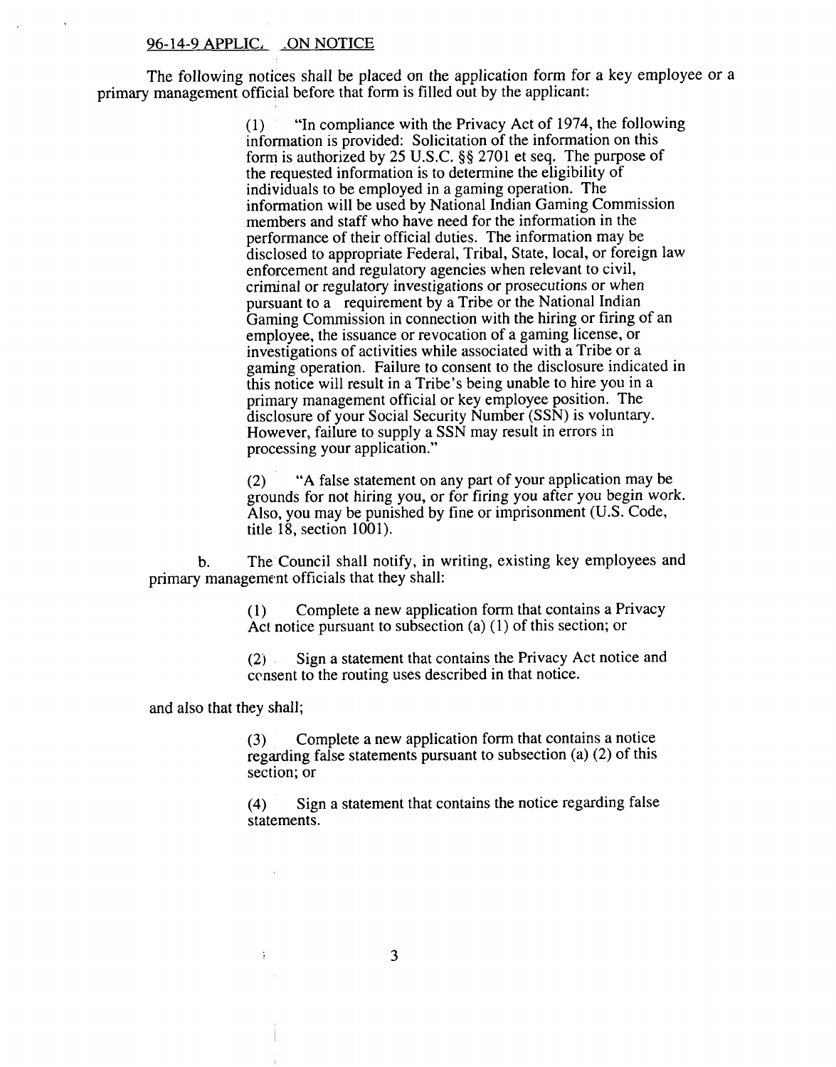## 96-14-9 APPLIC. .ON NOTICE

The following notices shall be placed on the application form for a key employee or a primary management official before that form is filled out by the applicant:

> (1) "In compliance with the Privacy Act of 1974, the following information is provided: Solicitation of the information on this form is authorized by 25 U.S.C. §§ 2701 et seq. The purpose of the requested information is to determine the eligibility of individuals to be employed in a gaming operation. The information will be used by National Indian Gaming Commission members and staff who have need for the information in the performance of their official duties. The information may be disclosed to appropriate Federal, Tribal, State, local, or foreign law enforcement and regulatory agencies when relevant to civil, criminal or regulatory investigations or prosecutions or when pursuant to a requirement by a Tribe or the National Indian Gaming Commission in connection with the hiring or firing of an employee, the issuance or revocation of a gaming license, or investigations of activities while associated with a Tribe or a gaming operation. Failure to consent to the disclosure indicated in this notice will result in a Tribe's being unable to hire you in a primary management official or key employee position. The disclosure of your Social Security Number (SSN) is voluntary. However, failure to supply a SSN may result in errors in processing your application."
>
> (2) "A false statement on any part of your application may be grounds for not hiring you, or for firing you after you begin work. Also, you may be punished by fine or imprisonment (U.S. Code, title 18, section 1001).

b. The Council shall notify, in writing, existing key employees and primary management officials that they shall:

> (1) Complete a new application form that contains a Privacy Act notice pursuant to subsection (a) (1) of this section; or
>
> (2) Sign a statement that contains the Privacy Act notice and consent to the routing uses described in that notice.

and also that they shall;

> (3) Complete a new application form that contains a notice regarding false statements pursuant to subsection (a) (2) of this section; or
>
> (4) Sign a statement that contains the notice regarding false statements.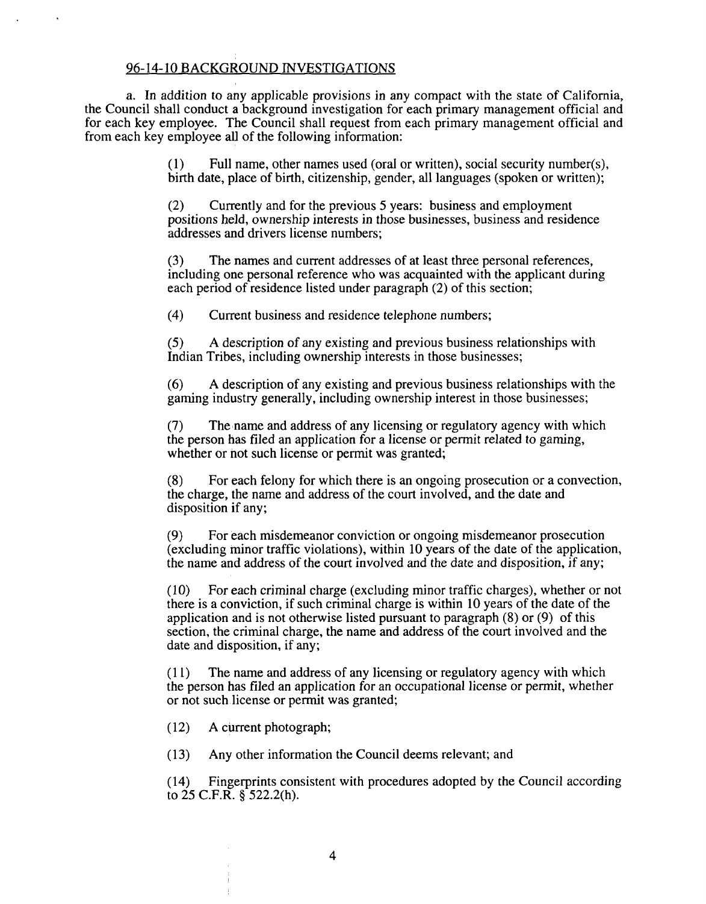## 96-14-10 BACKGROUND INVESTIGATIONS

a. In addition to any applicable provisions in any compact with the state of California, the Council shall conduct a background investigation for each primary management official and for each key employee. The Council shall request from each primary management official and from each key employee all of the following information:

(1) Full name, other names used (oral or written), social security number(s), birth date, place of birth, citizenship, gender, all languages (spoken or written);

(2) Currently and for the previous 5 years: business and employment positions held, ownership interests in those businesses, business and residence addresses and drivers license numbers;

(3) The names and current addresses of at least three personal references, including one personal reference who was acquainted with the applicant during each period of residence listed under paragraph (2) of this section;

(4) Current business and residence telephone numbers;

(5) A description of any existing and previous business relationships with Indian Tribes, including ownership interests in those businesses;

(6) A description of any existing and previous business relationships with the gaming industry generally, including ownership interest in those businesses;

(7) The name and address of any licensing or regulatory agency with which the person has filed an application for a license or permit related to gaming, whether or not such license or permit was granted;

(8) For each felony for which there is an ongoing prosecution or a convection, the charge, the name and address of the court involved, and the date and disposition if any;

(9) For each misdemeanor conviction or ongoing misdemeanor prosecution (excluding minor traffic violations), within 10 years of the date of the application, the name and address of the court involved and the date and disposition, if any;

(10) For each criminal charge (excluding minor traffic charges), whether or not there is a conviction, if such criminal charge is within 10 years of the date of the application and is not otherwise listed pursuant to paragraph (8) or (9) of this section, the criminal charge, the name and address of the court involved and the date and disposition, if any;

(11) The name and address of any licensing or regulatory agency with which the person has filed an application for an occupational license or permit, whether or not such license or permit was granted;

(12) A current photograph;

(13) Any other information the Council deems relevant; and

(14) Fingerprints consistent with procedures adopted by the Council according to 25 C.F.R. § 522.2(h).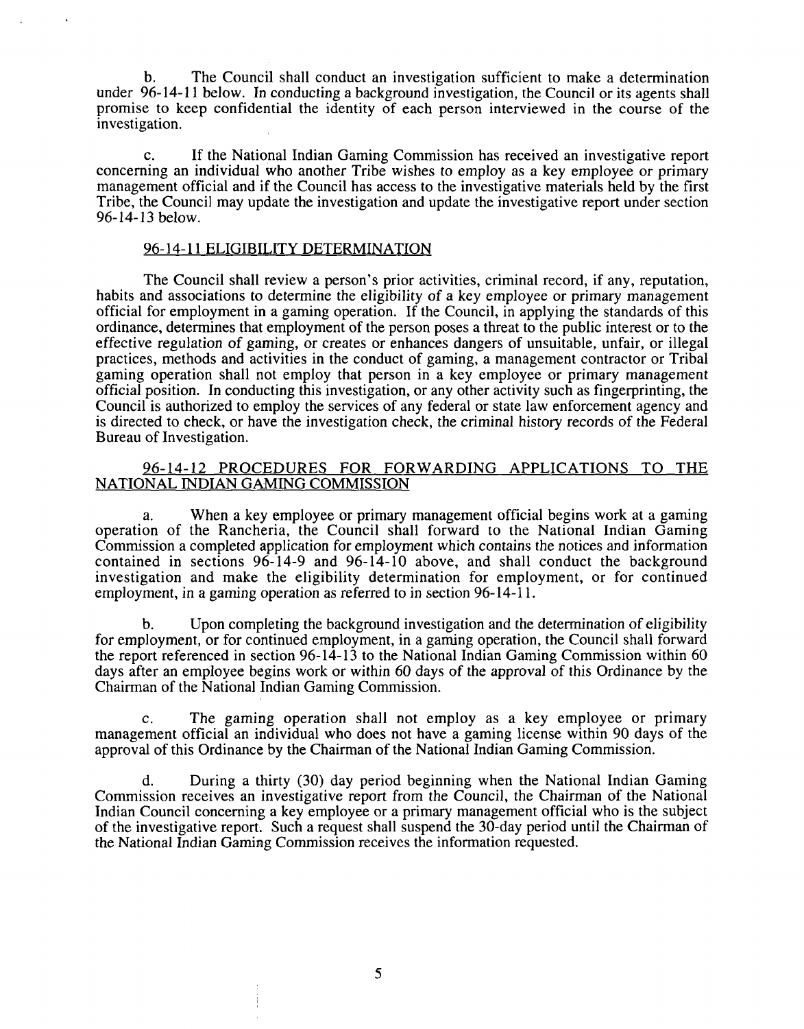b. The Council shall conduct an investigation sufficient to make a determination under 96-14-11 below. In conducting a background investigation, the Council or its agents shall promise to keep confidential the identity of each person interviewed in the course of the investigation.

c. If the National Indian Gaming Commission has received an investigative report concerning an individual who another Tribe wishes to employ as a key employee or primary management official and if the Council has access to the investigative materials held by the first Tribe, the Council may update the investigation and update the investigative report under section 96-14-13 below.

## 96-14-11 ELIGIBILITY DETERMINATION

The Council shall review a person's prior activities, criminal record, if any, reputation, habits and associations to determine the eligibility of a key employee or primary management official for employment in a gaming operation. If the Council, in applying the standards of this ordinance, determines that employment of the person poses a threat to the public interest or to the effective regulation of gaming, or creates or enhances dangers of unsuitable, unfair, or illegal practices, methods and activities in the conduct of gaming, a management contractor or Tribal gaming operation shall not employ that person in a key employee or primary management official position. In conducting this investigation, or any other activity such as fingerprinting, the Council is authorized to employ the services of any federal or state law enforcement agency and is directed to check, or have the investigation check, the criminal history records of the Federal Bureau of Investigation.

## 96-14-12 PROCEDURES FOR FORWARDING APPLICATIONS TO THE NATIONAL INDIAN GAMING COMMISSION

a. When a key employee or primary management official begins work at a gaming operation of the Rancheria, the Council shall forward to the National Indian Gaming Commission a completed application for employment which contains the notices and information contained in sections 96-14-9 and 96-14-10 above, and shall conduct the background investigation and make the eligibility determination for employment, or for continued employment, in a gaming operation as referred to in section 96-14-11.

b. Upon completing the background investigation and the determination of eligibility for employment, or for continued employment, in a gaming operation, the Council shall forward the report referenced in section 96-14-13 to the National Indian Gaming Commission within 60 days after an employee begins work or within 60 days of the approval of this Ordinance by the Chairman of the National Indian Gaming Commission.

c. The gaming operation shall not employ as a key employee or primary management official an individual who does not have a gaming license within 90 days of the approval of this Ordinance by the Chairman of the National Indian Gaming Commission.

d. During a thirty (30) day period beginning when the National Indian Gaming Commission receives an investigative report from the Council, the Chairman of the National Indian Council concerning a key employee or a primary management official who is the subject of the investigative report. Such a request shall suspend the 30-day period until the Chairman of the National Indian Gaming Commission receives the information requested.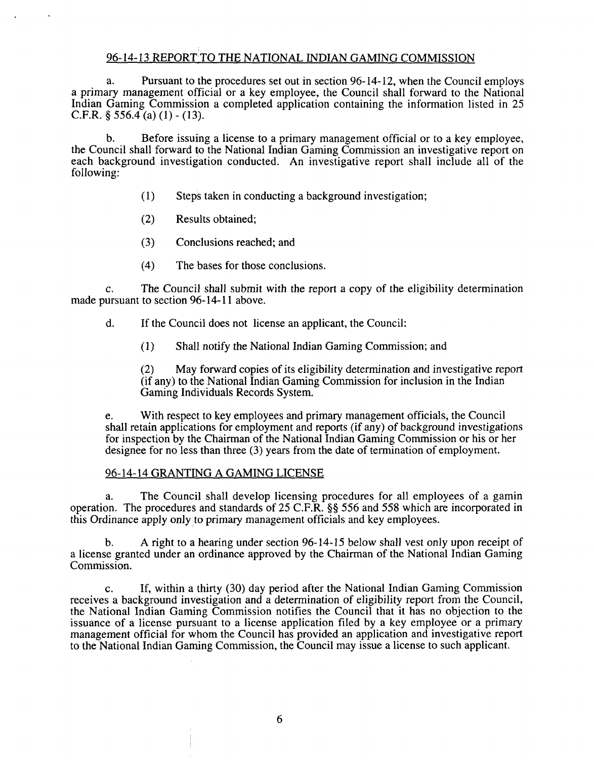## 96-14-13 REPORT TO THE NATIONAL INDIAN GAMING COMMISSION

a. Pursuant to the procedures set out in section 96-14-12, when the Council employs a primary management official or a key employee, the Council shall forward to the National Indian Gaming Commission a completed application containing the information listed in 25 C.F.R. § 556.4 (a) (1) - (13).

b. Before issuing a license to a primary management official or to a key employee, the Council shall forward to the National Indian Gaming Commission an investigative report on each background investigation conducted. An investigative report shall include all of the following:

(1) Steps taken in conducting a background investigation;

(2) Results obtained;

(3) Conclusions reached; and

(4) The bases for those conclusions.

c. The Council shall submit with the report a copy of the eligibility determination made pursuant to section 96-14-11 above.

d. If the Council does not license an applicant, the Council:

(1) Shall notify the National Indian Gaming Commission; and

(2) May forward copies of its eligibility determination and investigative report (if any) to the National Indian Gaming Commission for inclusion in the Indian Gaming Individuals Records System.

e. With respect to key employees and primary management officials, the Council shall retain applications for employment and reports (if any) of background investigations for inspection by the Chairman of the National Indian Gaming Commission or his or her designee for no less than three (3) years from the date of termination of employment.

## 96-14-14 GRANTING A GAMING LICENSE

a. The Council shall develop licensing procedures for all employees of a gamin operation. The procedures and standards of 25 C.F.R. §§ 556 and 558 which are incorporated in this Ordinance apply only to primary management officials and key employees.

b. A right to a hearing under section 96-14-15 below shall vest only upon receipt of a license granted under an ordinance approved by the Chairman of the National Indian Gaming Commission.

c. If, within a thirty (30) day period after the National Indian Gaming Commission receives a background investigation and a determination of eligibility report from the Council, the National Indian Gaming Commission notifies the Council that it has no objection to the issuance of a license pursuant to a license application filed by a key employee or a primary management official for whom the Council has provided an application and investigative report to the National Indian Gaming Commission, the Council may issue a license to such applicant.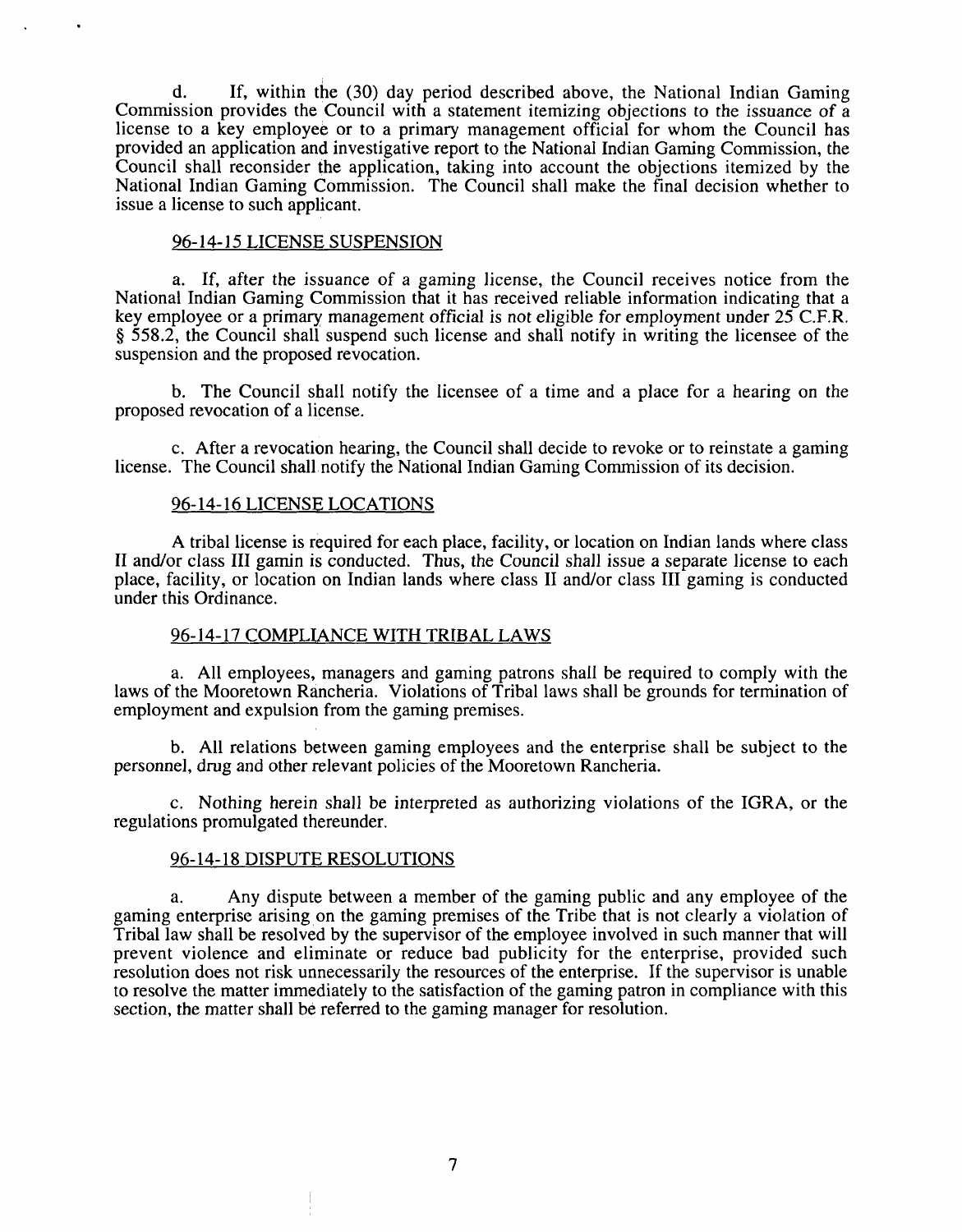d. If, within the (30) day period described above, the National Indian Gaming Commission provides the Council with a statement itemizing objections to the issuance of a license to a key employee or to a primary management official for whom the Council has provided an application and investigative report to the National Indian Gaming Commission, the Council shall reconsider the application, taking into account the objections itemized by the National Indian Gaming Commission. The Council shall make the final decision whether to issue a license to such applicant.

## 96-14-15 LICENSE SUSPENSION

a. If, after the issuance of a gaming license, the Council receives notice from the National Indian Gaming Commission that it has received reliable information indicating that a key employee or a primary management official is not eligible for employment under 25 C.F.R. § 558.2, the Council shall suspend such license and shall notify in writing the licensee of the suspension and the proposed revocation.

b. The Council shall notify the licensee of a time and a place for a hearing on the proposed revocation of a license.

c. After a revocation hearing, the Council shall decide to revoke or to reinstate a gaming license. The Council shall notify the National Indian Gaming Commission of its decision.

## 96-14-16 LICENSE LOCATIONS

A tribal license is required for each place, facility, or location on Indian lands where class II and/or class III gamin is conducted. Thus, the Council shall issue a separate license to each place, facility, or location on Indian lands where class II and/or class III gaming is conducted under this Ordinance.

## 96-14-17 COMPLIANCE WITH TRIBAL LAWS

a. All employees, managers and gaming patrons shall be required to comply with the laws of the Mooretown Rancheria. Violations of Tribal laws shall be grounds for termination of employment and expulsion from the gaming premises.

b. All relations between gaming employees and the enterprise shall be subject to the personnel, drug and other relevant policies of the Mooretown Rancheria.

c. Nothing herein shall be interpreted as authorizing violations of the IGRA, or the regulations promulgated thereunder.

## 96-14-18 DISPUTE RESOLUTIONS

a. Any dispute between a member of the gaming public and any employee of the gaming enterprise arising on the gaming premises of the Tribe that is not clearly a violation of Tribal law shall be resolved by the supervisor of the employee involved in such manner that will prevent violence and eliminate or reduce bad publicity for the enterprise, provided such resolution does not risk unnecessarily the resources of the enterprise. If the supervisor is unable to resolve the matter immediately to the satisfaction of the gaming patron in compliance with this section, the matter shall be referred to the gaming manager for resolution.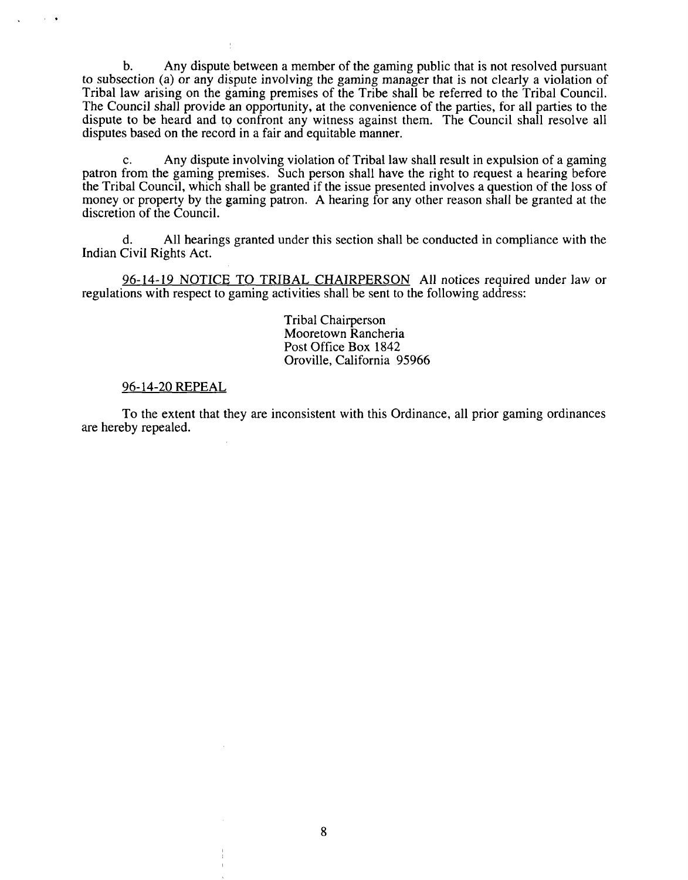b. Any dispute between a member of the gaming public that is not resolved pursuant to subsection (a) or any dispute involving the gaming manager that is not clearly a violation of Tribal law arising on the gaming premises of the Tribe shall be referred to the Tribal Council. The Council shall provide an opportunity, at the convenience of the parties, for all parties to the dispute to be heard and to confront any witness against them. The Council shall resolve all disputes based on the record in a fair and equitable manner.

c. Any dispute involving violation of Tribal law shall result in expulsion of a gaming patron from the gaming premises. Such person shall have the right to request a hearing before the Tribal Council, which shall be granted if the issue presented involves a question of the loss of money or property by the gaming patron. A hearing for any other reason shall be granted at the discretion of the Council.

d. All hearings granted under this section shall be conducted in compliance with the Indian Civil Rights Act.

<u>96-14-19 NOTICE TO TRIBAL CHAIRPERSON</u> All notices required under law or regulations with respect to gaming activities shall be sent to the following address:

> Tribal Chairperson
> Mooretown Rancheria
> Post Office Box 1842
> Oroville, California 95966

<u>96-14-20 REPEAL</u>

To the extent that they are inconsistent with this Ordinance, all prior gaming ordinances are hereby repealed.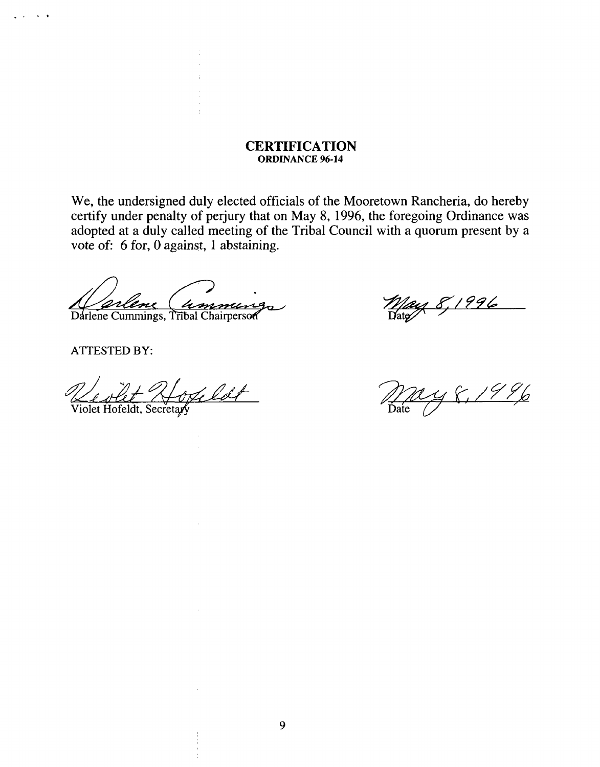# CERTIFICATION

**ORDINANCE 96-14**

We, the undersigned duly elected officials of the Mooretown Rancheria, do hereby certify under penalty of perjury that on May 8, 1996, the foregoing Ordinance was adopted at a duly called meeting of the Tribal Council with a quorum present by a vote of: 6 for, 0 against, 1 abstaining.

Darlene Cummings, Tribal Chairperson — May 8, 1996 (Date)

ATTESTED BY:

Violet Hofeldt, Secretary — May 8, 1996 (Date)